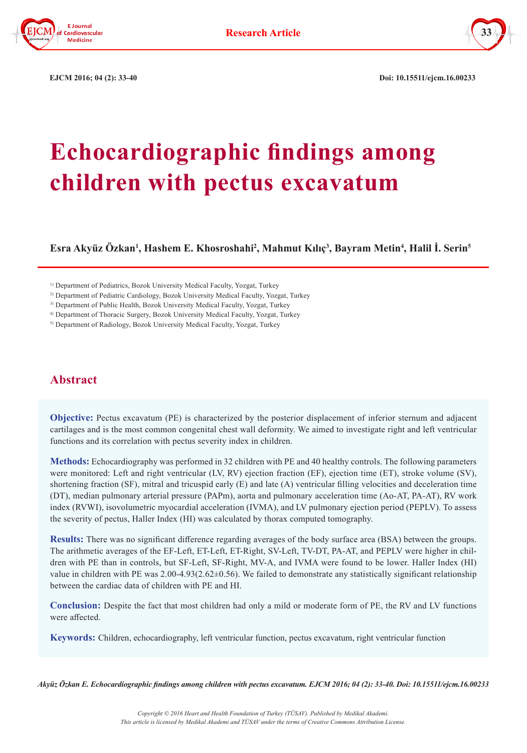Research Article

EJCM 2016; 04 (2): 33-40 Doi: 10.15511/ejcm.16.00233

# Echocardiographic findings among children with pectus excavatum

**Esra Akyüz Özkan[1], Hashem E. Khosroshahi[2], Mahmut Kılıç[3], Bayram Metin[4], Halil İ. Serin[5]**

[1] Department of Pediatrics, Bozok University Medical Faculty, Yozgat, Turkey
[2] Department of Pediatric Cardiology, Bozok University Medical Faculty, Yozgat, Turkey
[3] Department of Public Health, Bozok University Medical Faculty, Yozgat, Turkey
[4] Department of Thoracic Surgery, Bozok University Medical Faculty, Yozgat, Turkey
[5] Department of Radiology, Bozok University Medical Faculty, Yozgat, Turkey

## Abstract

**Objective:** Pectus excavatum (PE) is characterized by the posterior displacement of inferior sternum and adjacent cartilages and is the most common congenital chest wall deformity. We aimed to investigate right and left ventricular functions and its correlation with pectus severity index in children.

**Methods:** Echocardiography was performed in 32 children with PE and 40 healthy controls. The following parameters were monitored: Left and right ventricular (LV, RV) ejection fraction (EF), ejection time (ET), stroke volume (SV), shortening fraction (SF), mitral and tricuspid early (E) and late (A) ventricular filling velocities and deceleration time (DT), median pulmonary arterial pressure (PAPm), aorta and pulmonary acceleration time (Ao-AT, PA-AT), RV work index (RVWI), isovolumetric myocardial acceleration (IVMA), and LV pulmonary ejection period (PEPLV). To assess the severity of pectus, Haller Index (HI) was calculated by thorax computed tomography.

**Results:** There was no significant difference regarding averages of the body surface area (BSA) between the groups. The arithmetic averages of the EF-Left, ET-Left, ET-Right, SV-Left, TV-DT, PA-AT, and PEPLV were higher in children with PE than in controls, but SF-Left, SF-Right, MV-A, and IVMA were found to be lower. Haller Index (HI) value in children with PE was 2.00-4.93(2.62±0.56). We failed to demonstrate any statistically significant relationship between the cardiac data of children with PE and HI.

**Conclusion:** Despite the fact that most children had only a mild or moderate form of PE, the RV and LV functions were affected.

**Keywords:** Children, echocardiography, left ventricular function, pectus excavatum, right ventricular function

*Akyüz Özkan E. Echocardiographic findings among children with pectus excavatum. EJCM 2016; 04 (2): 33-40. Doi: 10.15511/ejcm.16.00233*

*Copyright © 2016 Heart and Health Foundation of Turkey (TÜSAV). Published by Medikal Akademi.*
*This article is licensed by Medikal Akademi and TÜSAV under the terms of Creative Commons Attribution License.*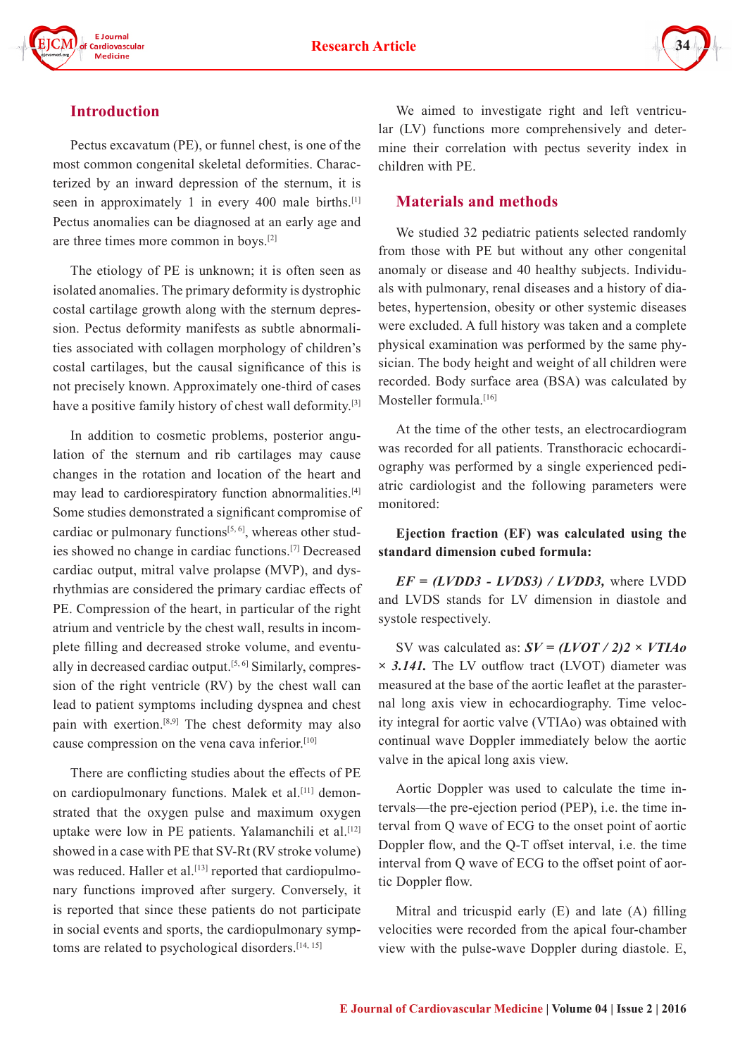## Introduction

Pectus excavatum (PE), or funnel chest, is one of the most common congenital skeletal deformities. Characterized by an inward depression of the sternum, it is seen in approximately 1 in every 400 male births.[1] Pectus anomalies can be diagnosed at an early age and are three times more common in boys.[2]

The etiology of PE is unknown; it is often seen as isolated anomalies. The primary deformity is dystrophic costal cartilage growth along with the sternum depression. Pectus deformity manifests as subtle abnormalities associated with collagen morphology of children's costal cartilages, but the causal significance of this is not precisely known. Approximately one-third of cases have a positive family history of chest wall deformity.[3]

In addition to cosmetic problems, posterior angulation of the sternum and rib cartilages may cause changes in the rotation and location of the heart and may lead to cardiorespiratory function abnormalities.[4] Some studies demonstrated a significant compromise of cardiac or pulmonary functions[5, 6], whereas other studies showed no change in cardiac functions.[7] Decreased cardiac output, mitral valve prolapse (MVP), and dysrhythmias are considered the primary cardiac effects of PE. Compression of the heart, in particular of the right atrium and ventricle by the chest wall, results in incomplete filling and decreased stroke volume, and eventually in decreased cardiac output.[5, 6] Similarly, compression of the right ventricle (RV) by the chest wall can lead to patient symptoms including dyspnea and chest pain with exertion.[8,9] The chest deformity may also cause compression on the vena cava inferior.[10]

There are conflicting studies about the effects of PE on cardiopulmonary functions. Malek et al.[11] demonstrated that the oxygen pulse and maximum oxygen uptake were low in PE patients. Yalamanchili et al.[12] showed in a case with PE that SV-Rt (RV stroke volume) was reduced. Haller et al.[13] reported that cardiopulmonary functions improved after surgery. Conversely, it is reported that since these patients do not participate in social events and sports, the cardiopulmonary symptoms are related to psychological disorders.[14, 15]

We aimed to investigate right and left ventricular (LV) functions more comprehensively and determine their correlation with pectus severity index in children with PE.

## Materials and methods

We studied 32 pediatric patients selected randomly from those with PE but without any other congenital anomaly or disease and 40 healthy subjects. Individuals with pulmonary, renal diseases and a history of diabetes, hypertension, obesity or other systemic diseases were excluded. A full history was taken and a complete physical examination was performed by the same physician. The body height and weight of all children were recorded. Body surface area (BSA) was calculated by Mosteller formula.[16]

At the time of the other tests, an electrocardiogram was recorded for all patients. Transthoracic echocardiography was performed by a single experienced pediatric cardiologist and the following parameters were monitored:

**Ejection fraction (EF) was calculated using the standard dimension cubed formula:**

***EF = (LVDD3 - LVDS3) / LVDD3,*** where LVDD and LVDS stands for LV dimension in diastole and systole respectively.

SV was calculated as: ***SV = (LVOT / 2)2 × VTIAo × 3.141.*** The LV outflow tract (LVOT) diameter was measured at the base of the aortic leaflet at the parasternal long axis view in echocardiography. Time velocity integral for aortic valve (VTIAo) was obtained with continual wave Doppler immediately below the aortic valve in the apical long axis view.

Aortic Doppler was used to calculate the time intervals—the pre-ejection period (PEP), i.e. the time interval from Q wave of ECG to the onset point of aortic Doppler flow, and the Q-T offset interval, i.e. the time interval from Q wave of ECG to the offset point of aortic Doppler flow.

Mitral and tricuspid early (E) and late (A) filling velocities were recorded from the apical four-chamber view with the pulse-wave Doppler during diastole. E,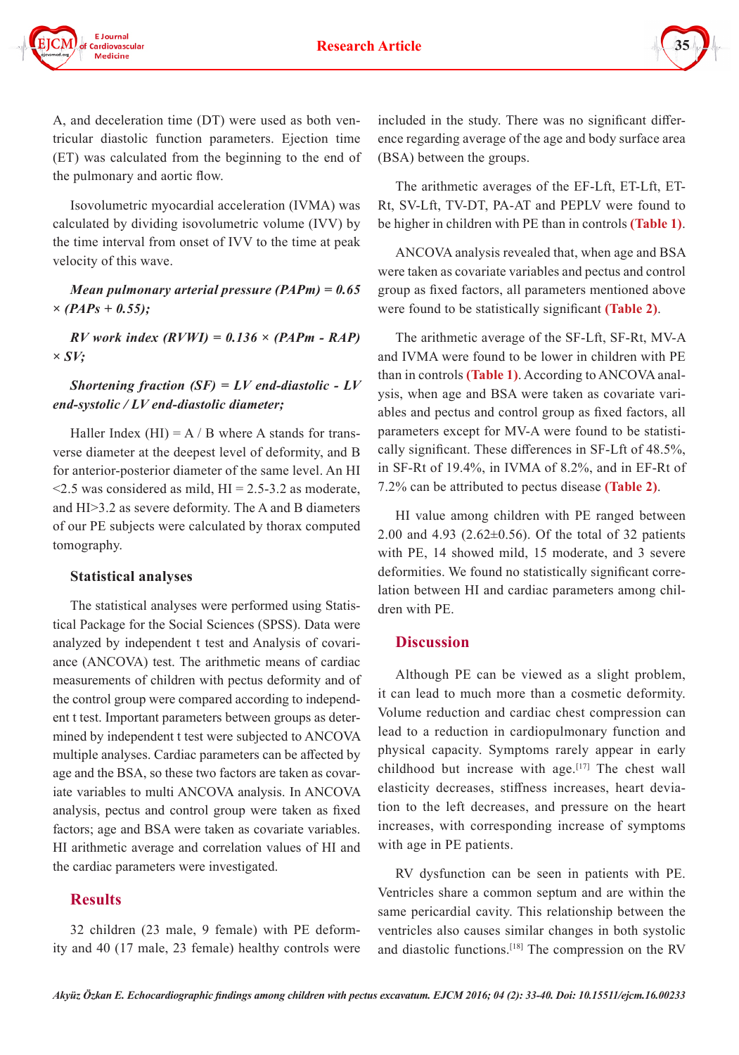A, and deceleration time (DT) were used as both ventricular diastolic function parameters. Ejection time (ET) was calculated from the beginning to the end of the pulmonary and aortic flow.

Isovolumetric myocardial acceleration (IVMA) was calculated by dividing isovolumetric volume (IVV) by the time interval from onset of IVV to the time at peak velocity of this wave.

***Mean pulmonary arterial pressure (PAPm) = 0.65 × (PAPs + 0.55);***

***RV work index (RVWI) = 0.136 × (PAPm - RAP) × SV;***

***Shortening fraction (SF) = LV end-diastolic - LV end-systolic / LV end-diastolic diameter;***

Haller Index (HI) = A / B where A stands for transverse diameter at the deepest level of deformity, and B for anterior-posterior diameter of the same level. An HI <2.5 was considered as mild, HI = 2.5-3.2 as moderate, and HI>3.2 as severe deformity. The A and B diameters of our PE subjects were calculated by thorax computed tomography.

### Statistical analyses

The statistical analyses were performed using Statistical Package for the Social Sciences (SPSS). Data were analyzed by independent t test and Analysis of covariance (ANCOVA) test. The arithmetic means of cardiac measurements of children with pectus deformity and of the control group were compared according to independent t test. Important parameters between groups as determined by independent t test were subjected to ANCOVA multiple analyses. Cardiac parameters can be affected by age and the BSA, so these two factors are taken as covariate variables to multi ANCOVA analysis. In ANCOVA analysis, pectus and control group were taken as fixed factors; age and BSA were taken as covariate variables. HI arithmetic average and correlation values of HI and the cardiac parameters were investigated.

## Results

32 children (23 male, 9 female) with PE deformity and 40 (17 male, 23 female) healthy controls were included in the study. There was no significant difference regarding average of the age and body surface area (BSA) between the groups.

The arithmetic averages of the EF-Lft, ET-Lft, ET-Rt, SV-Lft, TV-DT, PA-AT and PEPLV were found to be higher in children with PE than in controls **(Table 1)**.

ANCOVA analysis revealed that, when age and BSA were taken as covariate variables and pectus and control group as fixed factors, all parameters mentioned above were found to be statistically significant **(Table 2)**.

The arithmetic average of the SF-Lft, SF-Rt, MV-A and IVMA were found to be lower in children with PE than in controls **(Table 1)**. According to ANCOVA analysis, when age and BSA were taken as covariate variables and pectus and control group as fixed factors, all parameters except for MV-A were found to be statistically significant. These differences in SF-Lft of 48.5%, in SF-Rt of 19.4%, in IVMA of 8.2%, and in EF-Rt of 7.2% can be attributed to pectus disease **(Table 2)**.

HI value among children with PE ranged between 2.00 and 4.93 (2.62±0.56). Of the total of 32 patients with PE, 14 showed mild, 15 moderate, and 3 severe deformities. We found no statistically significant correlation between HI and cardiac parameters among children with PE.

## Discussion

Although PE can be viewed as a slight problem, it can lead to much more than a cosmetic deformity. Volume reduction and cardiac chest compression can lead to a reduction in cardiopulmonary function and physical capacity. Symptoms rarely appear in early childhood but increase with age.[17] The chest wall elasticity decreases, stiffness increases, heart deviation to the left decreases, and pressure on the heart increases, with corresponding increase of symptoms with age in PE patients.

RV dysfunction can be seen in patients with PE. Ventricles share a common septum and are within the same pericardial cavity. This relationship between the ventricles also causes similar changes in both systolic and diastolic functions.[18] The compression on the RV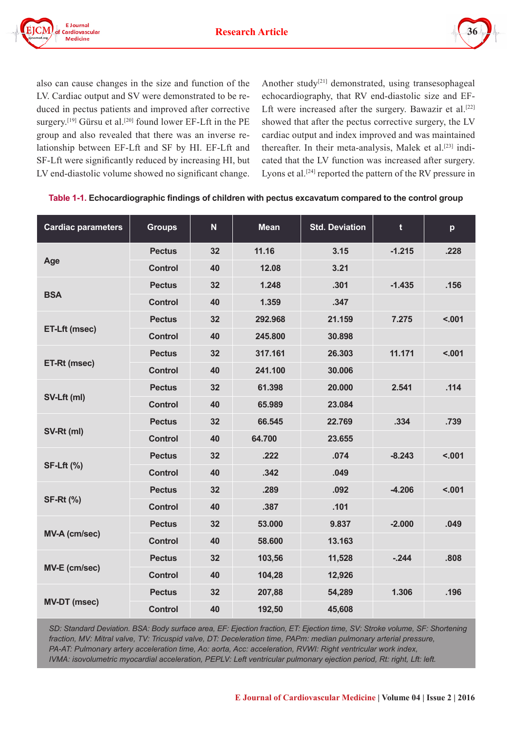also can cause changes in the size and function of the LV. Cardiac output and SV were demonstrated to be reduced in pectus patients and improved after corrective surgery.[19] Gürsu et al.[20] found lower EF-Lft in the PE group and also revealed that there was an inverse relationship between EF-Lft and SF by HI. EF-Lft and SF-Lft were significantly reduced by increasing HI, but LV end-diastolic volume showed no significant change. Another study[21] demonstrated, using transesophageal echocardiography, that RV end-diastolic size and EF-Lft were increased after the surgery. Bawazir et al.[22] showed that after the pectus corrective surgery, the LV cardiac output and index improved and was maintained thereafter. In their meta-analysis, Malek et al.[23] indicated that the LV function was increased after surgery. Lyons et al.[24] reported the pattern of the RV pressure in

**Table 1-1. Echocardiographic findings of children with pectus excavatum compared to the control group**

| Cardiac parameters | Groups | N | Mean | Std. Deviation | t | p |
|---|---|---|---|---|---|---|
| Age | Pectus | 32 | 11.16 | 3.15 | -1.215 | .228 |
| | Control | 40 | 12.08 | 3.21 | | |
| BSA | Pectus | 32 | 1.248 | .301 | -1.435 | .156 |
| | Control | 40 | 1.359 | .347 | | |
| ET-Lft (msec) | Pectus | 32 | 292.968 | 21.159 | 7.275 | <.001 |
| | Control | 40 | 245.800 | 30.898 | | |
| ET-Rt (msec) | Pectus | 32 | 317.161 | 26.303 | 11.171 | <.001 |
| | Control | 40 | 241.100 | 30.006 | | |
| SV-Lft (ml) | Pectus | 32 | 61.398 | 20.000 | 2.541 | .114 |
| | Control | 40 | 65.989 | 23.084 | | |
| SV-Rt (ml) | Pectus | 32 | 66.545 | 22.769 | .334 | .739 |
| | Control | 40 | 64.700 | 23.655 | | |
| SF-Lft (%) | Pectus | 32 | .222 | .074 | -8.243 | <.001 |
| | Control | 40 | .342 | .049 | | |
| SF-Rt (%) | Pectus | 32 | .289 | .092 | -4.206 | <.001 |
| | Control | 40 | .387 | .101 | | |
| MV-A (cm/sec) | Pectus | 32 | 53.000 | 9.837 | -2.000 | .049 |
| | Control | 40 | 58.600 | 13.163 | | |
| MV-E (cm/sec) | Pectus | 32 | 103,56 | 11,528 | -.244 | .808 |
| | Control | 40 | 104,28 | 12,926 | | |
| MV-DT (msec) | Pectus | 32 | 207,88 | 54,289 | 1.306 | .196 |
| | Control | 40 | 192,50 | 45,608 | | |

*SD: Standard Deviation. BSA: Body surface area, EF: Ejection fraction, ET: Ejection time, SV: Stroke volume, SF: Shortening fraction, MV: Mitral valve, TV: Tricuspid valve, DT: Deceleration time, PAPm: median pulmonary arterial pressure, PA-AT: Pulmonary artery acceleration time, Ao: aorta, Acc: acceleration, RVWI: Right ventricular work index, IVMA: isovolumetric myocardial acceleration, PEPLV: Left ventricular pulmonary ejection period, Rt: right, Lft: left.*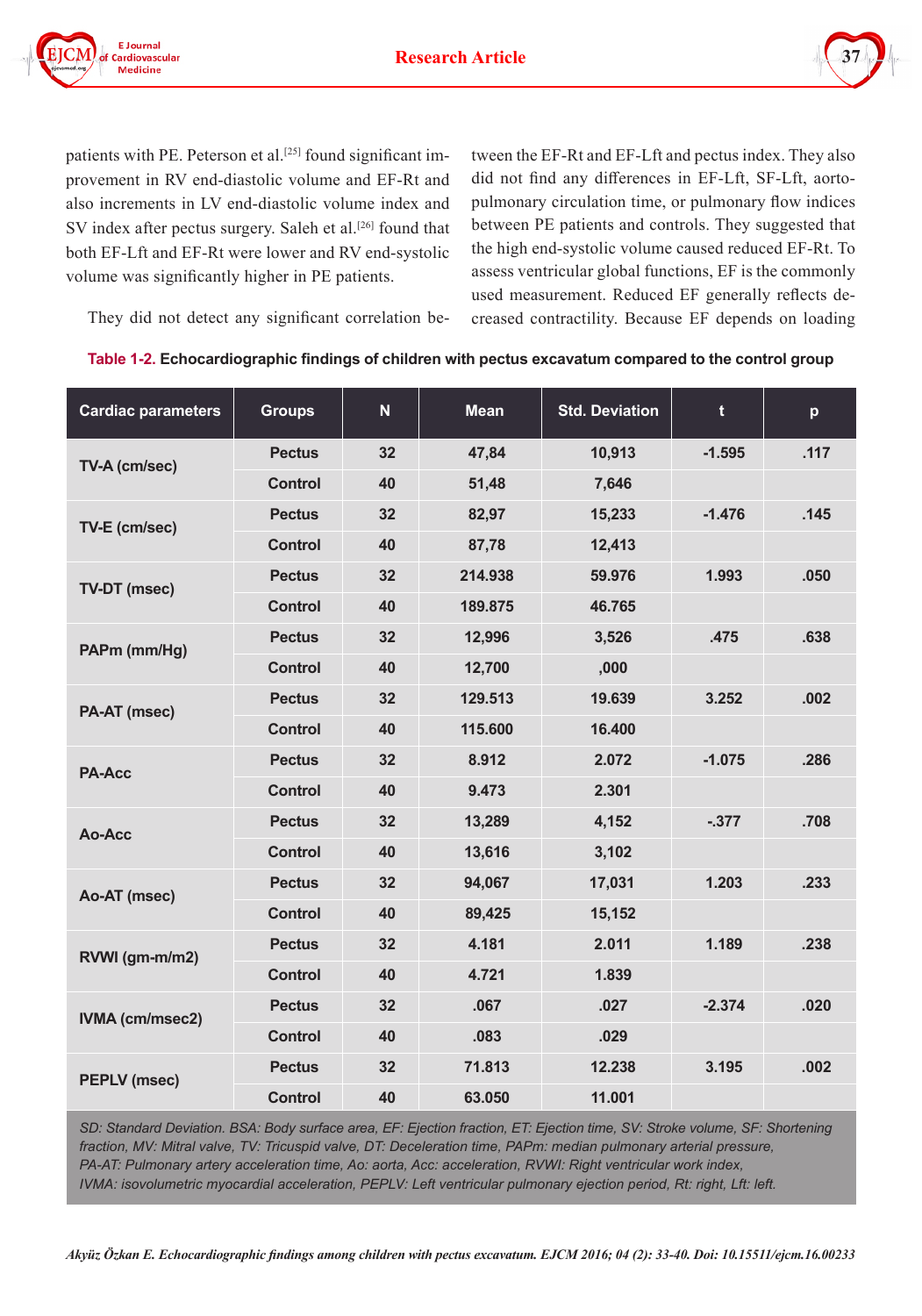patients with PE. Peterson et al.[25] found significant improvement in RV end-diastolic volume and EF-Rt and also increments in LV end-diastolic volume index and SV index after pectus surgery. Saleh et al.[26] found that both EF-Lft and EF-Rt were lower and RV end-systolic volume was significantly higher in PE patients.

They did not detect any significant correlation between the EF-Rt and EF-Lft and pectus index. They also did not find any differences in EF-Lft, SF-Lft, aorto-pulmonary circulation time, or pulmonary flow indices between PE patients and controls. They suggested that the high end-systolic volume caused reduced EF-Rt. To assess ventricular global functions, EF is the commonly used measurement. Reduced EF generally reflects decreased contractility. Because EF depends on loading

**Table 1-2.** **Echocardiographic findings of children with pectus excavatum compared to the control group**

| Cardiac parameters | Groups | N | Mean | Std. Deviation | t | p |
|---|---|---|---|---|---|---|
| TV-A (cm/sec) | Pectus | 32 | 47,84 | 10,913 | -1.595 | .117 |
| | Control | 40 | 51,48 | 7,646 | | |
| TV-E (cm/sec) | Pectus | 32 | 82,97 | 15,233 | -1.476 | .145 |
| | Control | 40 | 87,78 | 12,413 | | |
| TV-DT (msec) | Pectus | 32 | 214.938 | 59.976 | 1.993 | .050 |
| | Control | 40 | 189.875 | 46.765 | | |
| PAPm (mm/Hg) | Pectus | 32 | 12,996 | 3,526 | .475 | .638 |
| | Control | 40 | 12,700 | ,000 | | |
| PA-AT (msec) | Pectus | 32 | 129.513 | 19.639 | 3.252 | .002 |
| | Control | 40 | 115.600 | 16.400 | | |
| PA-Acc | Pectus | 32 | 8.912 | 2.072 | -1.075 | .286 |
| | Control | 40 | 9.473 | 2.301 | | |
| Ao-Acc | Pectus | 32 | 13,289 | 4,152 | -.377 | .708 |
| | Control | 40 | 13,616 | 3,102 | | |
| Ao-AT (msec) | Pectus | 32 | 94,067 | 17,031 | 1.203 | .233 |
| | Control | 40 | 89,425 | 15,152 | | |
| RVWI (gm-m/m2) | Pectus | 32 | 4.181 | 2.011 | 1.189 | .238 |
| | Control | 40 | 4.721 | 1.839 | | |
| IVMA (cm/msec2) | Pectus | 32 | .067 | .027 | -2.374 | .020 |
| | Control | 40 | .083 | .029 | | |
| PEPLV (msec) | Pectus | 32 | 71.813 | 12.238 | 3.195 | .002 |
| | Control | 40 | 63.050 | 11.001 | | |

*SD: Standard Deviation. BSA: Body surface area, EF: Ejection fraction, ET: Ejection time, SV: Stroke volume, SF: Shortening fraction, MV: Mitral valve, TV: Tricuspid valve, DT: Deceleration time, PAPm: median pulmonary arterial pressure, PA-AT: Pulmonary artery acceleration time, Ao: aorta, Acc: acceleration, RVWI: Right ventricular work index, IVMA: isovolumetric myocardial acceleration, PEPLV: Left ventricular pulmonary ejection period, Rt: right, Lft: left.*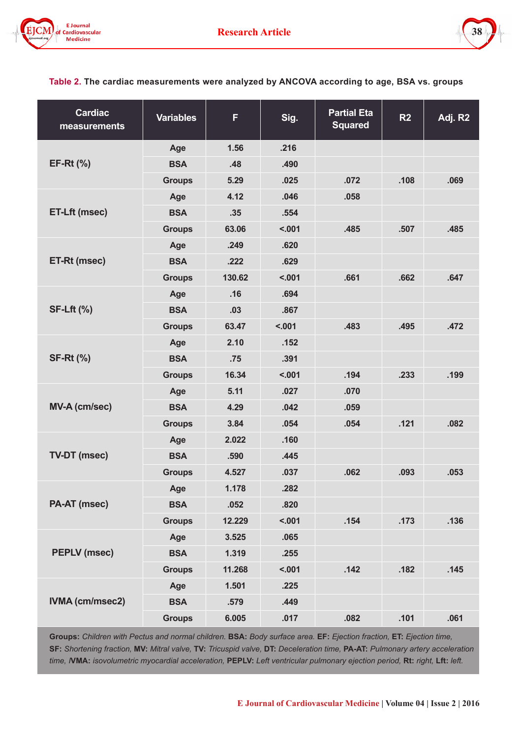**Table 2.** The cardiac measurements were analyzed by ANCOVA according to age, BSA vs. groups

| Cardiac measurements | Variables | F | Sig. | Partial Eta Squared | R2 | Adj. R2 |
|---|---|---|---|---|---|---|
| EF-Rt (%) | Age | 1.56 | .216 | | | |
| | BSA | .48 | .490 | | | |
| | Groups | 5.29 | .025 | .072 | .108 | .069 |
| ET-Lft (msec) | Age | 4.12 | .046 | .058 | | |
| | BSA | .35 | .554 | | | |
| | Groups | 63.06 | <.001 | .485 | .507 | .485 |
| ET-Rt (msec) | Age | .249 | .620 | | | |
| | BSA | .222 | .629 | | | |
| | Groups | 130.62 | <.001 | .661 | .662 | .647 |
| SF-Lft (%) | Age | .16 | .694 | | | |
| | BSA | .03 | .867 | | | |
| | Groups | 63.47 | <.001 | .483 | .495 | .472 |
| SF-Rt (%) | Age | 2.10 | .152 | | | |
| | BSA | .75 | .391 | | | |
| | Groups | 16.34 | <.001 | .194 | .233 | .199 |
| MV-A (cm/sec) | Age | 5.11 | .027 | .070 | | |
| | BSA | 4.29 | .042 | .059 | | |
| | Groups | 3.84 | .054 | .054 | .121 | .082 |
| TV-DT (msec) | Age | 2.022 | .160 | | | |
| | BSA | .590 | .445 | | | |
| | Groups | 4.527 | .037 | .062 | .093 | .053 |
| PA-AT (msec) | Age | 1.178 | .282 | | | |
| | BSA | .052 | .820 | | | |
| | Groups | 12.229 | <.001 | .154 | .173 | .136 |
| PEPLV (msec) | Age | 3.525 | .065 | | | |
| | BSA | 1.319 | .255 | | | |
| | Groups | 11.268 | <.001 | .142 | .182 | .145 |
| IVMA (cm/msec2) | Age | 1.501 | .225 | | | |
| | BSA | .579 | .449 | | | |
| | Groups | 6.005 | .017 | .082 | .101 | .061 |

**Groups:** *Children with Pectus and normal children.* **BSA:** *Body surface area.* **EF:** *Ejection fraction,* **ET:** *Ejection time,* **SF:** *Shortening fraction,* **MV:** *Mitral valve,* **TV:** *Tricuspid valve,* **DT:** *Deceleration time,* **PA-AT:** *Pulmonary artery acceleration time,* **IVMA:** *isovolumetric myocardial acceleration,* **PEPLV:** *Left ventricular pulmonary ejection period,* **Rt:** *right,* **Lft:** *left.*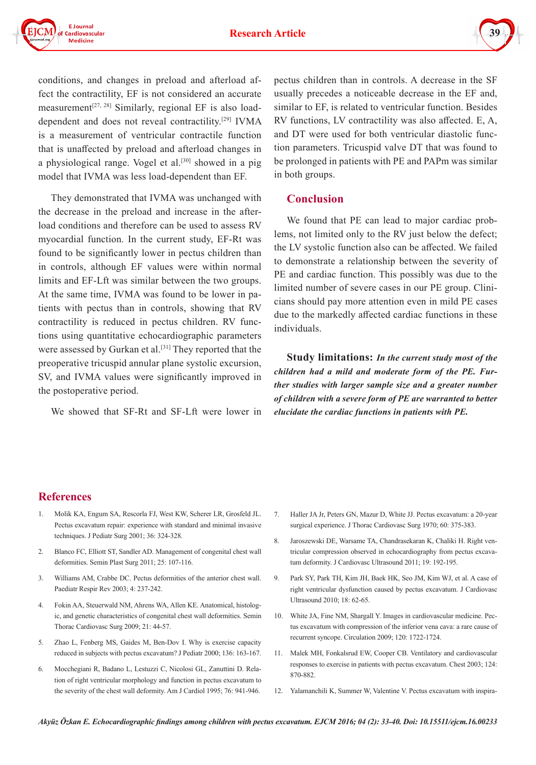conditions, and changes in preload and afterload affect the contractility, EF is not considered an accurate measurement[27, 28] Similarly, regional EF is also load-dependent and does not reveal contractility.[29] IVMA is a measurement of ventricular contractile function that is unaffected by preload and afterload changes in a physiological range. Vogel et al.[30] showed in a pig model that IVMA was less load-dependent than EF.

They demonstrated that IVMA was unchanged with the decrease in the preload and increase in the afterload conditions and therefore can be used to assess RV myocardial function. In the current study, EF-Rt was found to be significantly lower in pectus children than in controls, although EF values were within normal limits and EF-Lft was similar between the two groups. At the same time, IVMA was found to be lower in patients with pectus than in controls, showing that RV contractility is reduced in pectus children. RV functions using quantitative echocardiographic parameters were assessed by Gurkan et al.[31] They reported that the preoperative tricuspid annular plane systolic excursion, SV, and IVMA values were significantly improved in the postoperative period.

We showed that SF-Rt and SF-Lft were lower in pectus children than in controls. A decrease in the SF usually precedes a noticeable decrease in the EF and, similar to EF, is related to ventricular function. Besides RV functions, LV contractility was also affected. E, A, and DT were used for both ventricular diastolic function parameters. Tricuspid valve DT that was found to be prolonged in patients with PE and PAPm was similar in both groups.

## Conclusion

We found that PE can lead to major cardiac problems, not limited only to the RV just below the defect; the LV systolic function also can be affected. We failed to demonstrate a relationship between the severity of PE and cardiac function. This possibly was due to the limited number of severe cases in our PE group. Clinicians should pay more attention even in mild PE cases due to the markedly affected cardiac functions in these individuals.

**Study limitations:** ***In the current study most of the children had a mild and moderate form of the PE. Further studies with larger sample size and a greater number of children with a severe form of PE are warranted to better elucidate the cardiac functions in patients with PE.***

## References

1. Molik KA, Engum SA, Rescorla FJ, West KW, Scherer LR, Grosfeld JL. Pectus excavatum repair: experience with standard and minimal invasive techniques. J Pediatr Surg 2001; 36: 324-328.
2. Blanco FC, Elliott ST, Sandler AD. Management of congenital chest wall deformities. Semin Plast Surg 2011; 25: 107-116.
3. Williams AM, Crabbe DC. Pectus deformities of the anterior chest wall. Paediatr Respir Rev 2003; 4: 237-242.
4. Fokin AA, Steuerwald NM, Ahrens WA, Allen KE. Anatomical, histologic, and genetic characteristics of congenital chest wall deformities. Semin Thorac Cardiovasc Surg 2009; 21: 44-57.
5. Zhao L, Fenberg MS, Gaides M, Ben-Dov I. Why is exercise capacity reduced in subjects with pectus excavatum? J Pediatr 2000; 136: 163-167.
6. Mocchegiani R, Badano L, Lestuzzi C, Nicolosi GL, Zanuttini D. Relation of right ventricular morphology and function in pectus excavatum to the severity of the chest wall deformity. Am J Cardiol 1995; 76: 941-946.
7. Haller JA Jr, Peters GN, Mazur D, White JJ. Pectus excavatum: a 20-year surgical experience. J Thorac Cardiovasc Surg 1970; 60: 375-383.
8. Jaroszewski DE, Warsame TA, Chandrasekaran K, Chaliki H. Right ventricular compression observed in echocardiography from pectus excavatum deformity. J Cardiovasc Ultrasound 2011; 19: 192-195.
9. Park SY, Park TH, Kim JH, Baek HK, Seo JM, Kim WJ, et al. A case of right ventricular dysfunction caused by pectus excavatum. J Cardiovasc Ultrasound 2010; 18: 62-65.
10. White JA, Fine NM, Shargall Y. Images in cardiovascular medicine. Pectus excavatum with compression of the inferior vena cava: a rare cause of recurrent syncope. Circulation 2009; 120: 1722-1724.
11. Malek MH, Fonkalsrud EW, Cooper CB. Ventilatory and cardiovascular responses to exercise in patients with pectus excavatum. Chest 2003; 124: 870-882.
12. Yalamanchili K, Summer W, Valentine V. Pectus excavatum with inspira-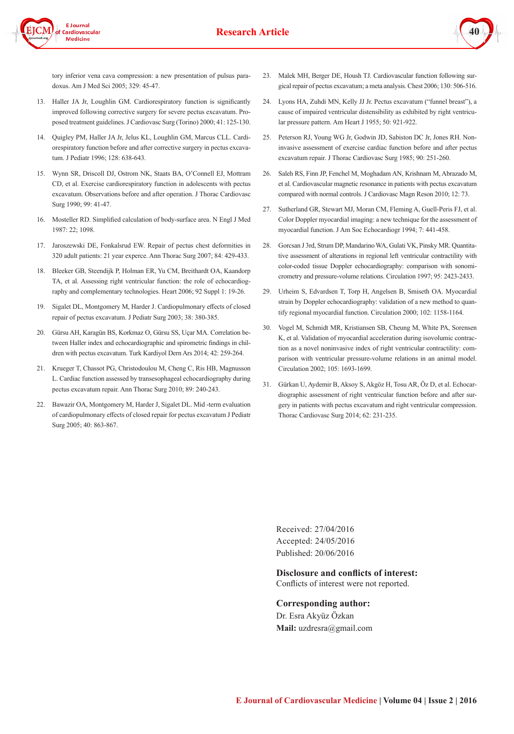tory inferior vena cava compression: a new presentation of pulsus paradoxus. Am J Med Sci 2005; 329: 45-47.

13. Haller JA Jr, Loughlin GM. Cardiorespiratory function is significantly improved following corrective surgery for severe pectus excavatum. Proposed treatment guidelines. J Cardiovasc Surg (Torino) 2000; 41: 125-130.

14. Quigley PM, Haller JA Jr, Jelus KL, Loughlin GM, Marcus CLL. Cardiorespiratory function before and after corrective surgery in pectus excavatum. J Pediatr 1996; 128: 638-643.

15. Wynn SR, Driscoll DJ, Ostrom NK, Staats BA, O'Connell EJ, Mottram CD, et al. Exercise cardiorespiratory function in adolescents with pectus excavatum. Observations before and after operation. J Thorac Cardiovasc Surg 1990; 99: 41-47.

16. Mosteller RD. Simplified calculation of body-surface area. N Engl J Med 1987: 22; 1098.

17. Jaroszewski DE, Fonkalsrud EW. Repair of pectus chest deformities in 320 adult patients: 21 year experce. Ann Thorac Surg 2007; 84: 429-433.

18. Bleeker GB, Steendijk P, Holman ER, Yu CM, Breithardt OA, Kaandorp TA, et al. Assessing right ventricular function: the role of echocardiography and complementary technologies. Heart 2006; 92 Suppl 1: 19-26.

19. Sigalet DL, Montgomery M, Harder J. Cardiopulmonary effects of closed repair of pectus excavatum. J Pediatr Surg 2003; 38: 380-385.

20. Gürsu AH, Karagün BS, Korkmaz O, Gürsu SS, Uçar MA. Correlation between Haller index and echocardiographic and spirometric findings in children with pectus excavatum. Turk Kardiyol Dern Ars 2014; 42: 259-264.

21. Krueger T, Chassot PG, Christodoulou M, Cheng C, Ris HB, Magnusson L. Cardiac function assessed by transesophageal echocardiography during pectus excavatum repair. Ann Thorac Surg 2010; 89: 240-243.

22. Bawazir OA, Montgomery M, Harder J, Sigalet DL. Mid -term evaluation of cardiopulmonary effects of closed repair for pectus excavatum J Pediatr Surg 2005; 40: 863-867.

23. Malek MH, Berger DE, Housh TJ. Cardiovascular function following surgical repair of pectus excavatum; a meta analysis. Chest 2006; 130: 506-516.

24. Lyons HA, Zuhdi MN, Kelly JJ Jr. Pectus excavatum ("funnel breast"), a cause of impaired ventricular distensibility as exhibited by right ventricular pressure pattern. Am Heart J 1955; 50: 921-922.

25. Peterson RJ, Young WG Jr, Godwin JD, Sabiston DC Jr, Jones RH. Noninvasive assessment of exercise cardiac function before and after pectus excavatum repair. J Thorac Cardiovasc Surg 1985; 90: 251-260.

26. Saleh RS, Finn JP, Fenchel M, Moghadam AN, Krishnam M, Abrazado M, et al. Cardiovascular magnetic resonance in patients with pectus excavatum compared with normal controls. J Cardiovasc Magn Reson 2010; 12: 73.

27. Sutherland GR, Stewart MJ, Moran CM, Fleming A, Guell-Peris FJ, et al. Color Doppler myocardial imaging: a new technique for the assessment of myocardial function. J Am Soc Echocardiogr 1994; 7: 441-458.

28. Gorcsan J 3rd, Strum DP, Mandarino WA, Gulati VK, Pinsky MR. Quantitative assessment of alterations in regional left ventricular contractility with color-coded tissue Doppler echocardiography: comparison with sonomicrometry and pressure-volume relations. Circulation 1997; 95: 2423-2433.

29. Urheim S, Edvardsen T, Torp H, Angelsen B, Smiseth OA. Myocardial strain by Doppler echocardiography: validation of a new method to quantify regional myocardial function. Circulation 2000; 102: 1158-1164.

30. Vogel M, Schmidt MR, Kristiansen SB, Cheung M, White PA, Sorensen K, et al. Validation of myocardial acceleration during isovolumic contraction as a novel noninvasive index of right ventricular contractility: comparison with ventricular pressure-volume relations in an animal model. Circulation 2002; 105: 1693-1699.

31. Gürkan U, Aydemir B, Aksoy S, Akgöz H, Tosu AR, Öz D, et al. Echocardiographic assessment of right ventricular function before and after surgery in patients with pectus excavatum and right ventricular compression. Thorac Cardiovasc Surg 2014; 62: 231-235.

Received: 27/04/2016
Accepted: 24/05/2016
Published: 20/06/2016

**Disclosure and conflicts of interest:**
Conflicts of interest were not reported.

**Corresponding author:**
Dr. Esra Akyüz Özkan
**Mail:** uzdresra@gmail.com